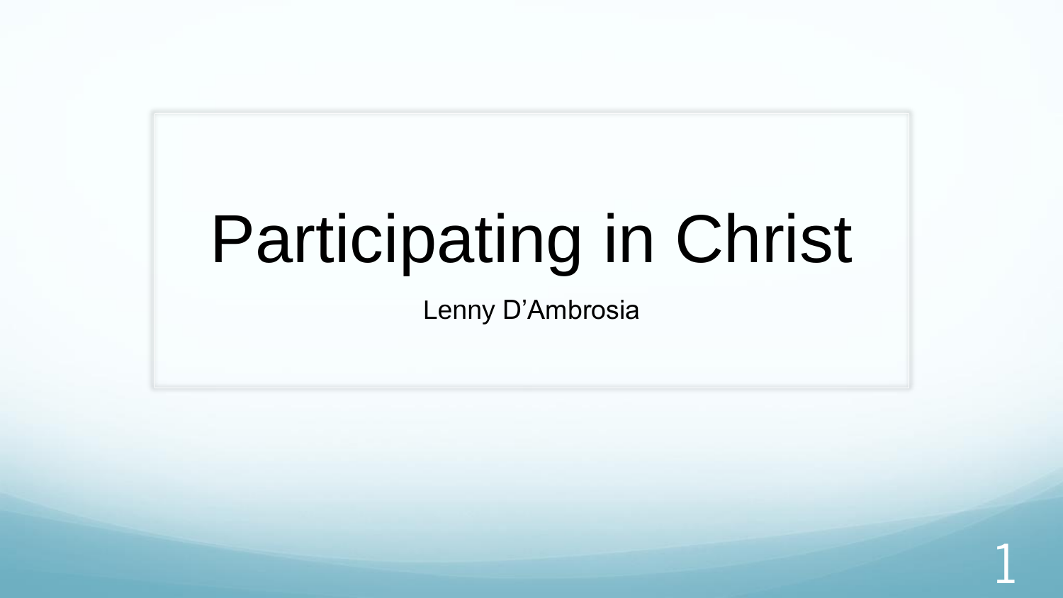# Participating in Christ

Lenny D'Ambrosia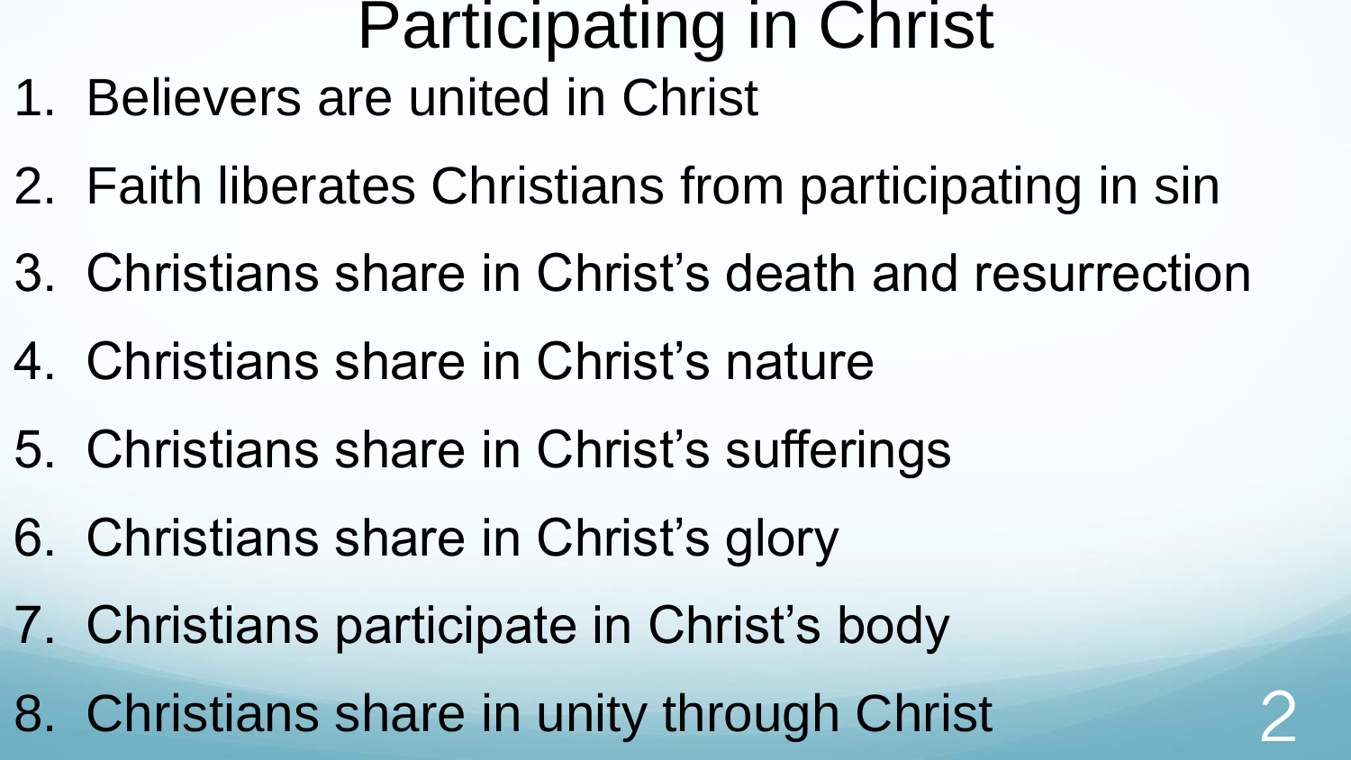# Participating in Christ

1. Believers are united in Christ
2. Faith liberates Christians from participating in sin
3. Christians share in Christ's death and resurrection
4. Christians share in Christ's nature
5. Christians share in Christ's sufferings
6. Christians share in Christ's glory
7. Christians participate in Christ's body
8. Christians share in unity through Christ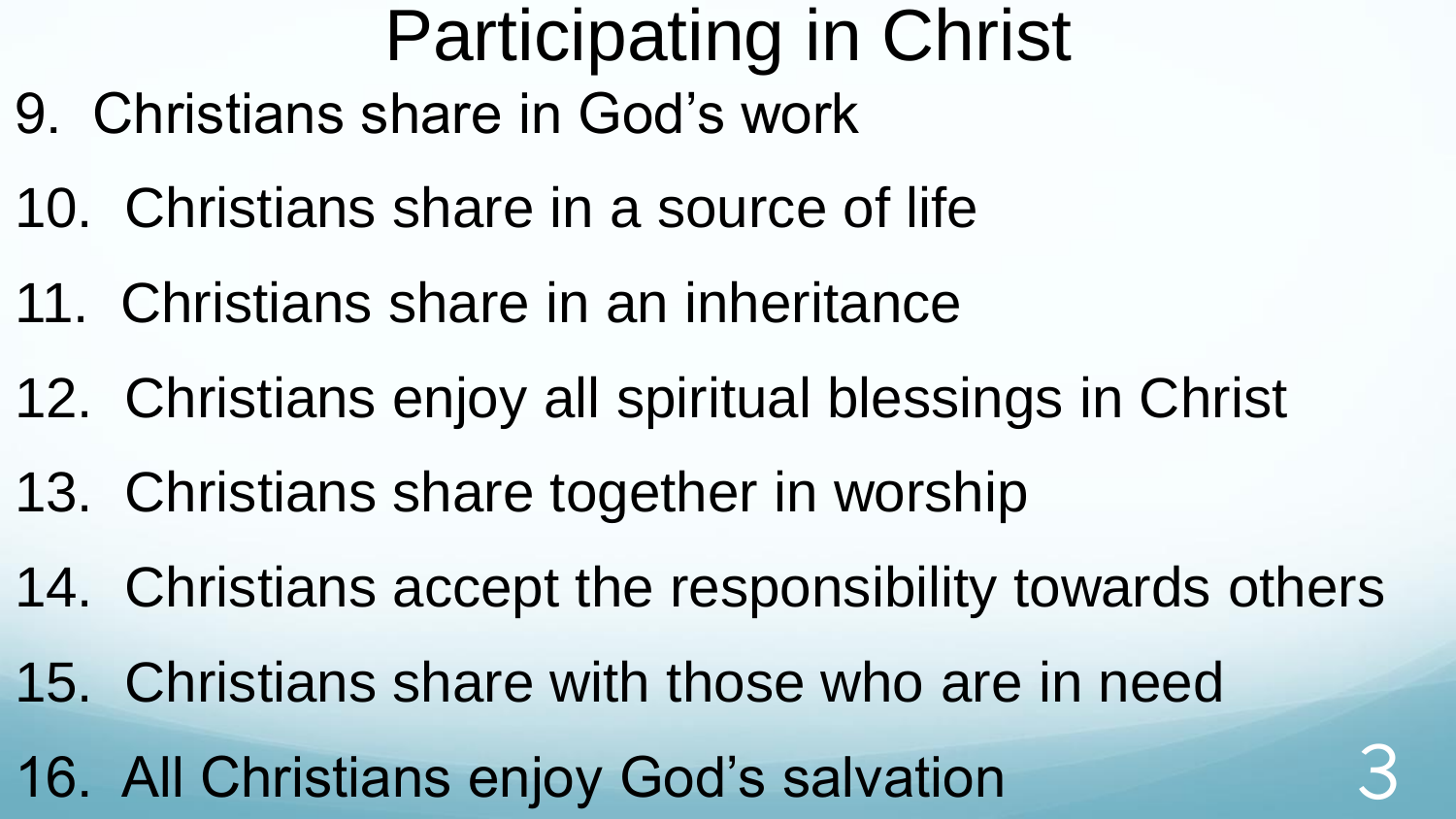# Participating in Christ

9. Christians share in God's work
10. Christians share in a source of life
11. Christians share in an inheritance
12. Christians enjoy all spiritual blessings in Christ
13. Christians share together in worship
14. Christians accept the responsibility towards others
15. Christians share with those who are in need
16. All Christians enjoy God's salvation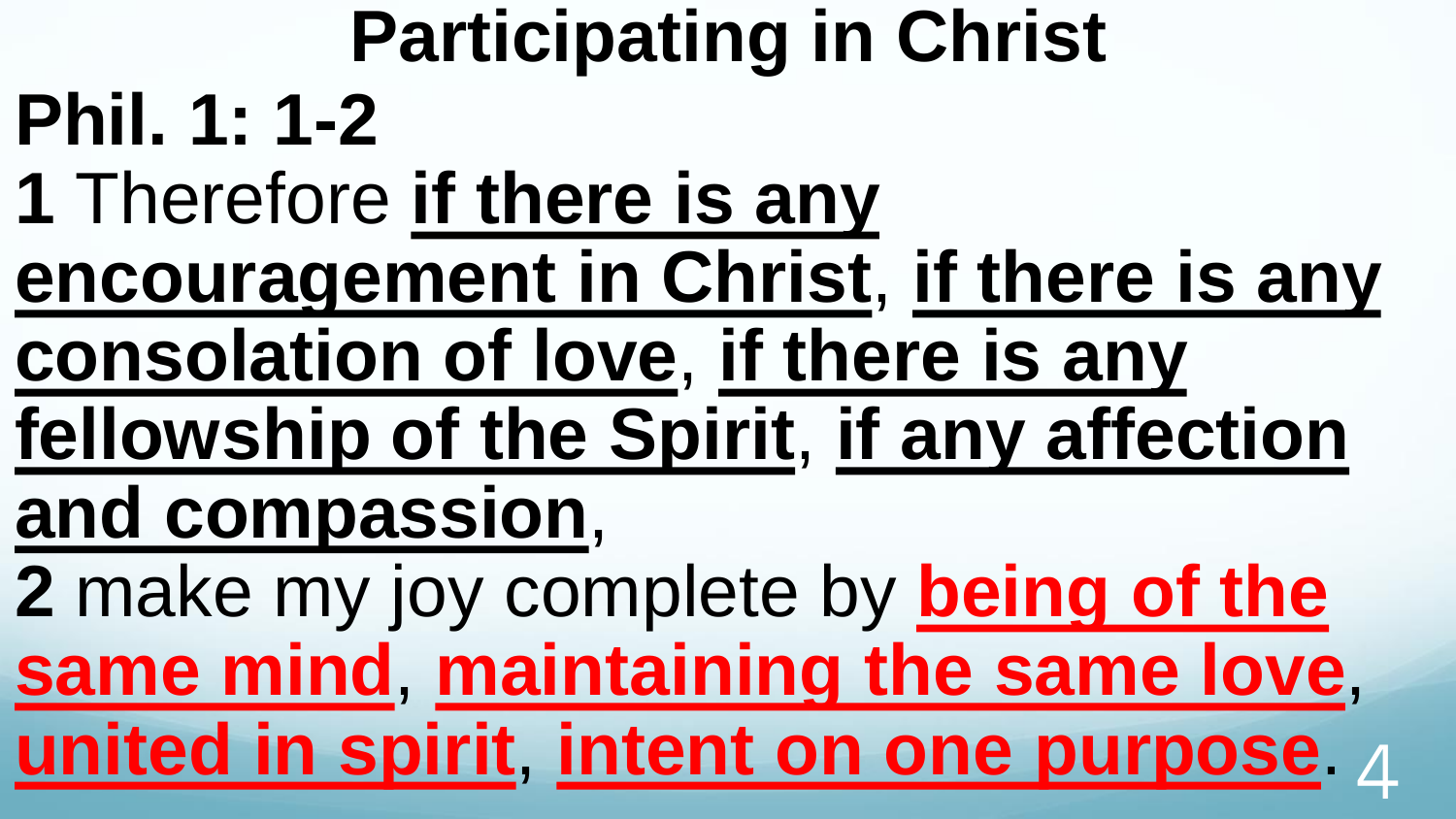# Participating in Christ

## Phil. 1: 1-2

**1** Therefore **if there is any encouragement in Christ**, **if there is any consolation of love**, **if there is any fellowship of the Spirit**, **if any affection and compassion**,

**2** make my joy complete by **being of the same mind**, **maintaining the same love**, **united in spirit**, **intent on one purpose**.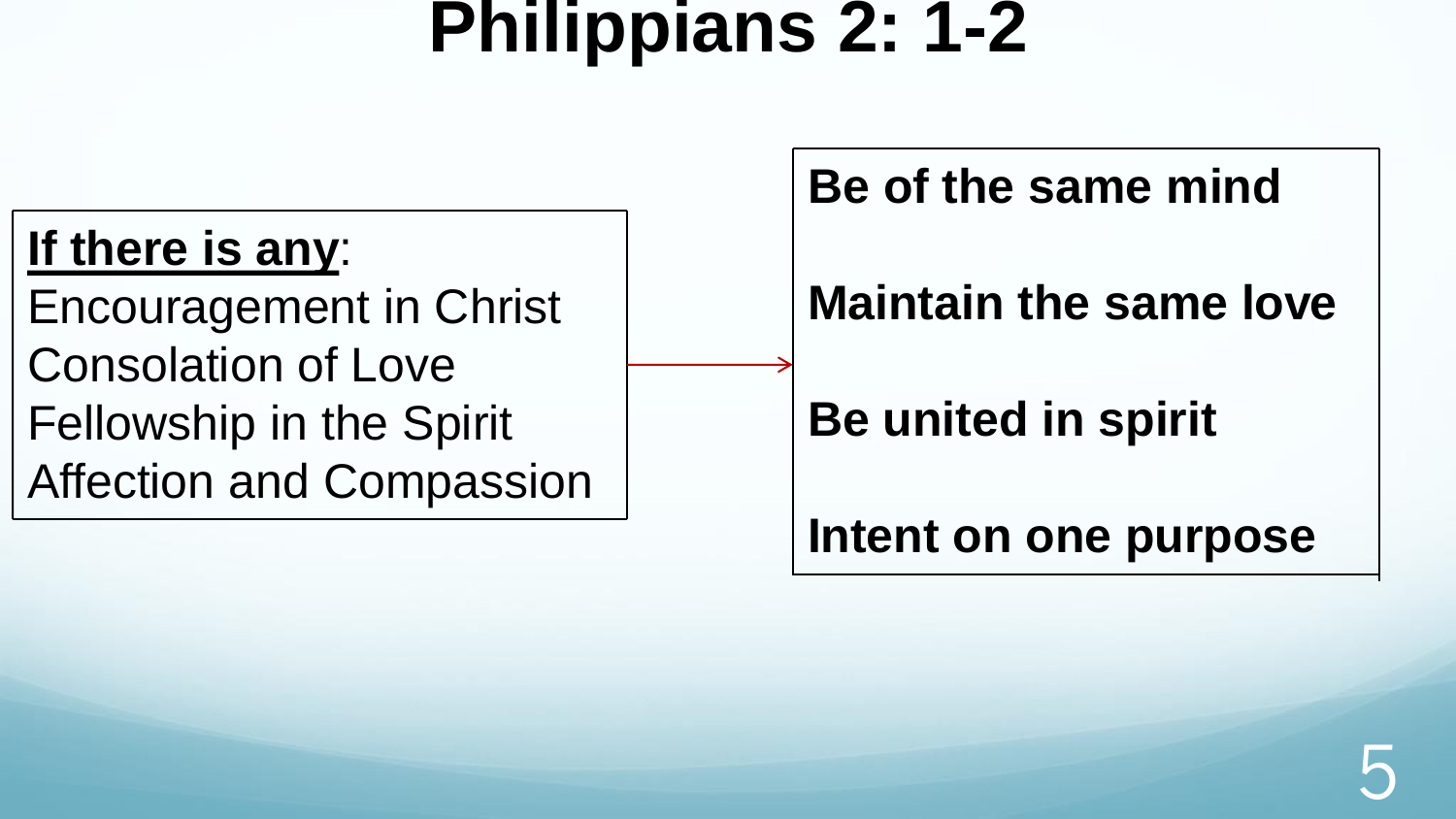# Philippians 2: 1-2

**If there is any**:
Encouragement in Christ
Consolation of Love
Fellowship in the Spirit
Affection and Compassion

→

**Be of the same mind**

**Maintain the same love**

**Be united in spirit**

**Intent on one purpose**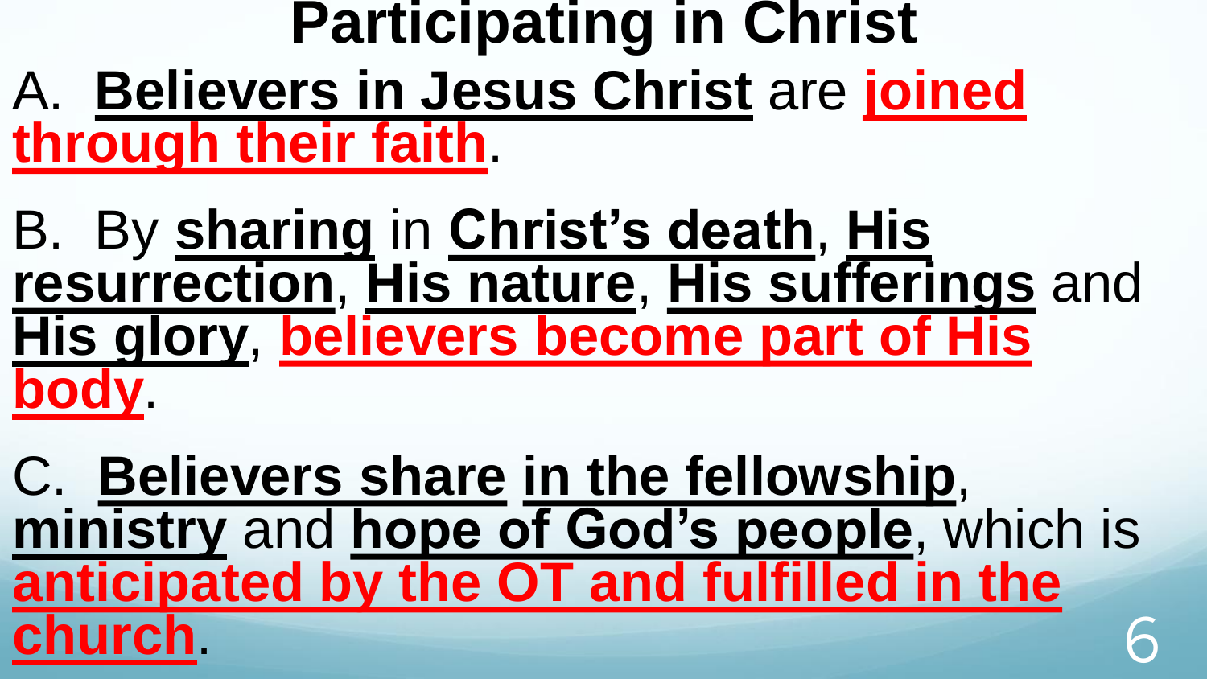# Participating in Christ

A. **Believers in Jesus Christ** are **joined through their faith**.

B. By **sharing** in **Christ's death**, **His resurrection**, **His nature**, **His sufferings** and **His glory**, **believers become part of His body**.

C. **Believers share in the fellowship**, **ministry** and **hope of God's people**, which is **anticipated by the OT and fulfilled in the church**.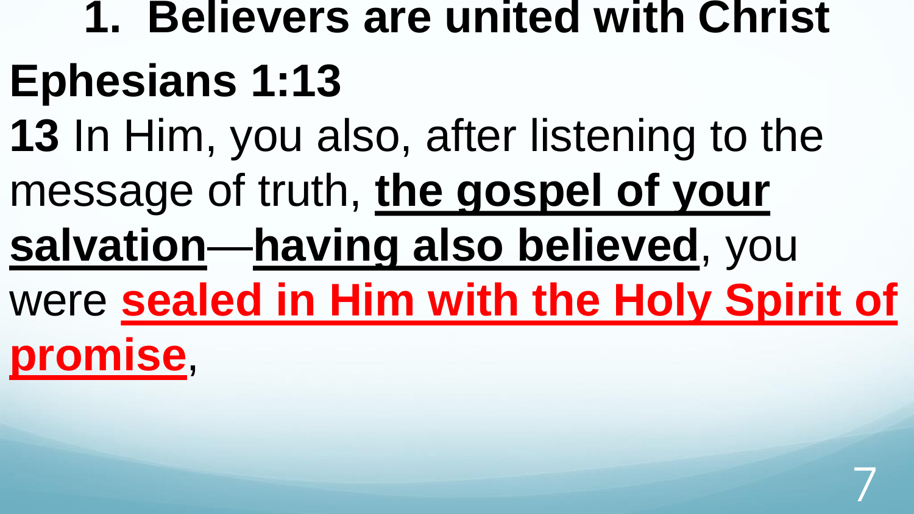# 1. Believers are united with Christ

## Ephesians 1:13

**13** In Him, you also, after listening to the message of truth, **<u>the gospel of your salvation</u>**—**<u>having also believed</u>**, you were **<u>sealed in Him with the Holy Spirit of promise</u>**,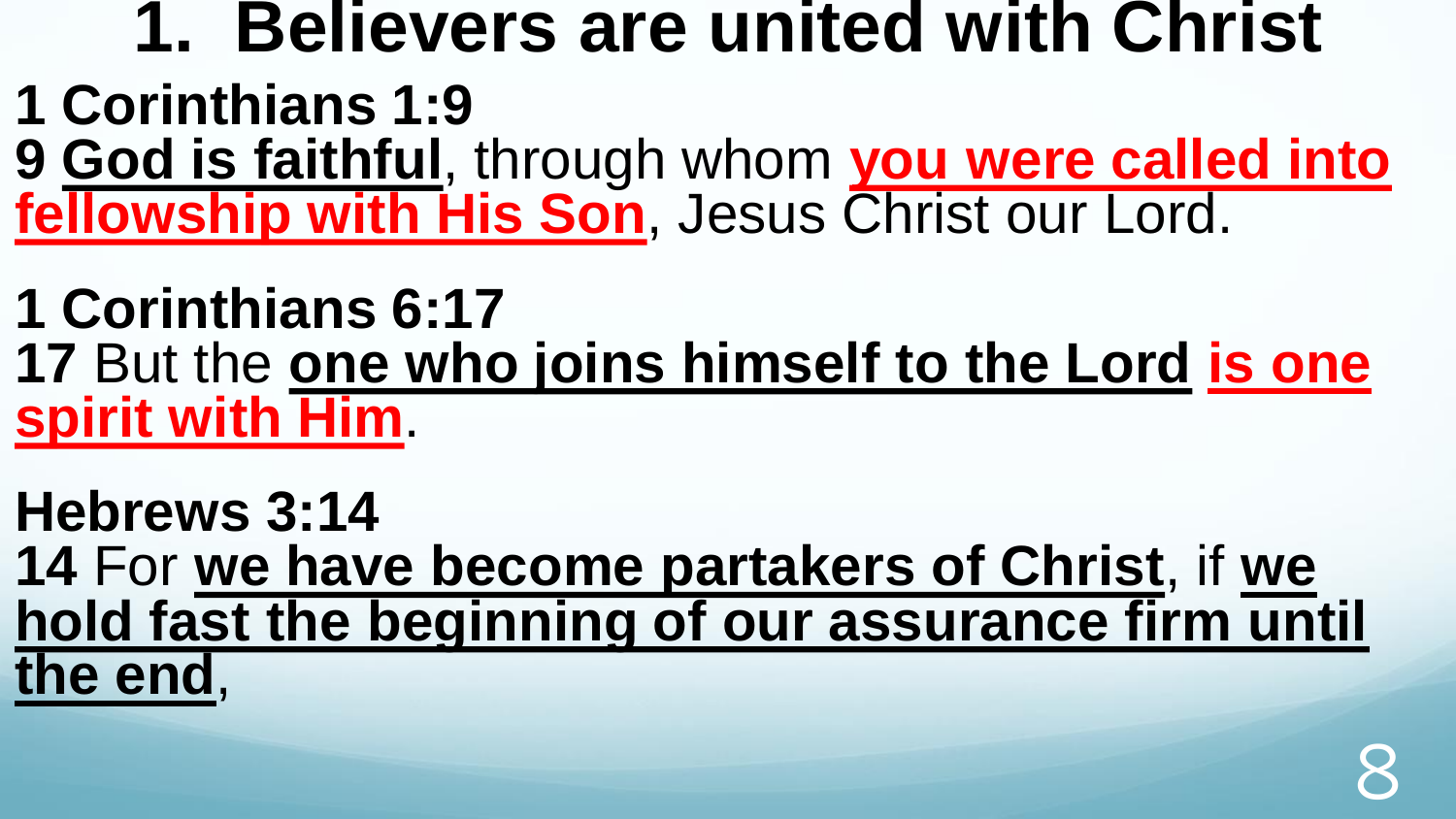# 1. Believers are united with Christ

**1 Corinthians 1:9**

**9** **God is faithful**, through whom **you were called into fellowship with His Son**, Jesus Christ our Lord.

**1 Corinthians 6:17**

**17** But the **one who joins himself to the Lord** **is one spirit with Him**.

**Hebrews 3:14**

**14** For **we have become partakers of Christ**, if **we hold fast the beginning of our assurance firm until the end**,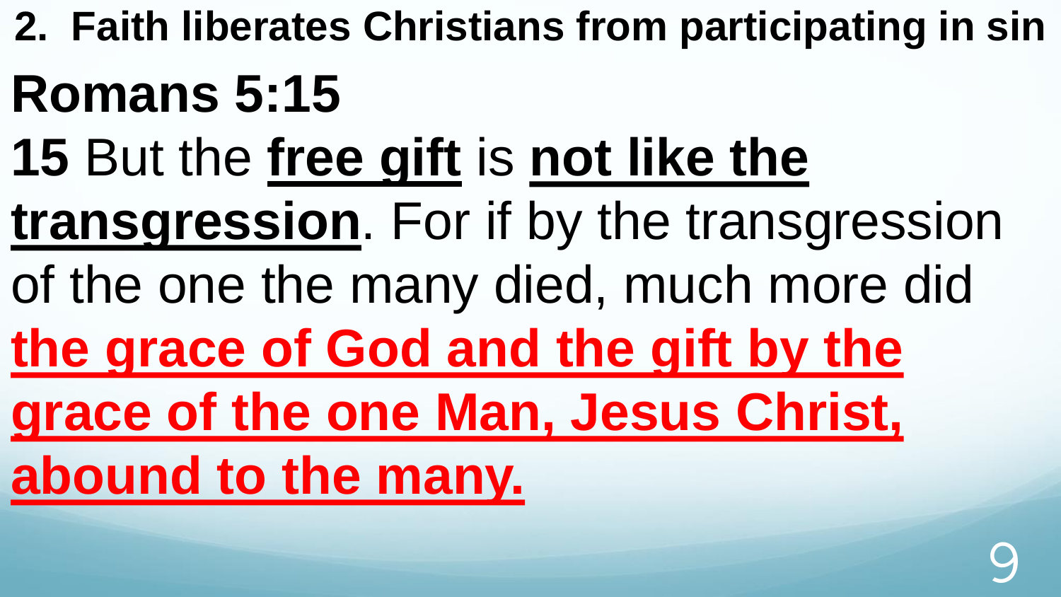## 2. Faith liberates Christians from participating in sin

# Romans 5:15

**15** But the **free gift** is **not like the transgression**. For if by the transgression of the one the many died, much more did **the grace of God and the gift by the grace of the one Man, Jesus Christ, abound to the many.**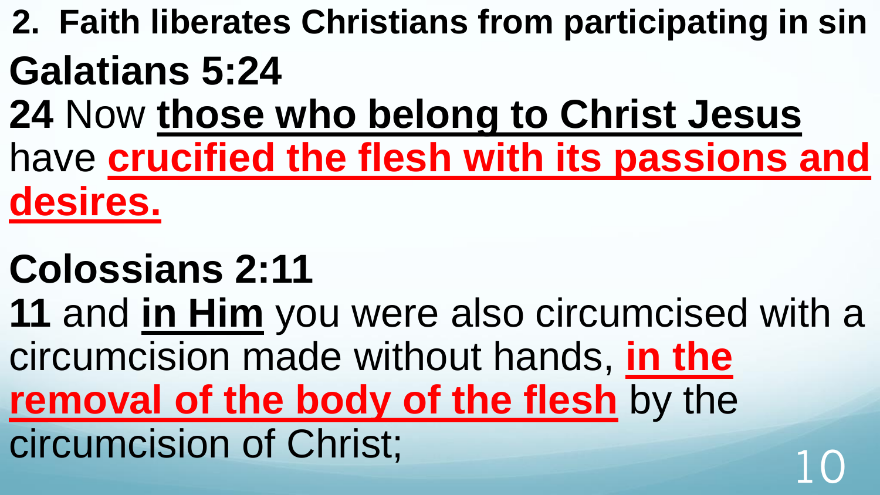## 2. Faith liberates Christians from participating in sin

### Galatians 5:24

**24** Now **those who belong to Christ Jesus** have **crucified the flesh with its passions and desires.**

### Colossians 2:11

**11** and **in Him** you were also circumcised with a circumcision made without hands, **in the removal of the body of the flesh** by the circumcision of Christ;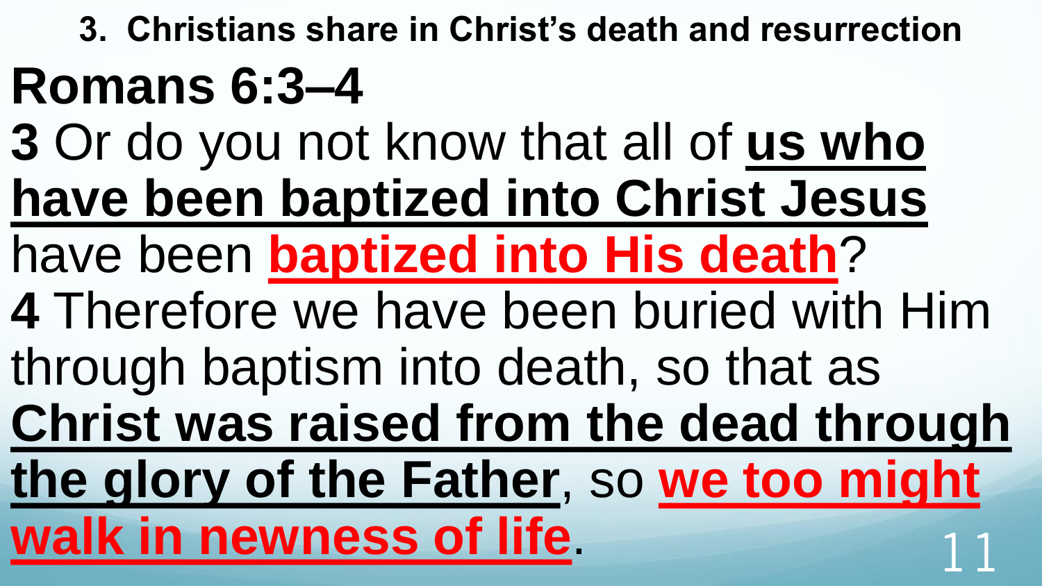### 3. Christians share in Christ's death and resurrection

## Romans 6:3–4

**3** Or do you not know that all of **us who have been baptized into Christ Jesus** have been **baptized into His death**?

**4** Therefore we have been buried with Him through baptism into death, so that as **Christ was raised from the dead through the glory of the Father**, so **we too might walk in newness of life**.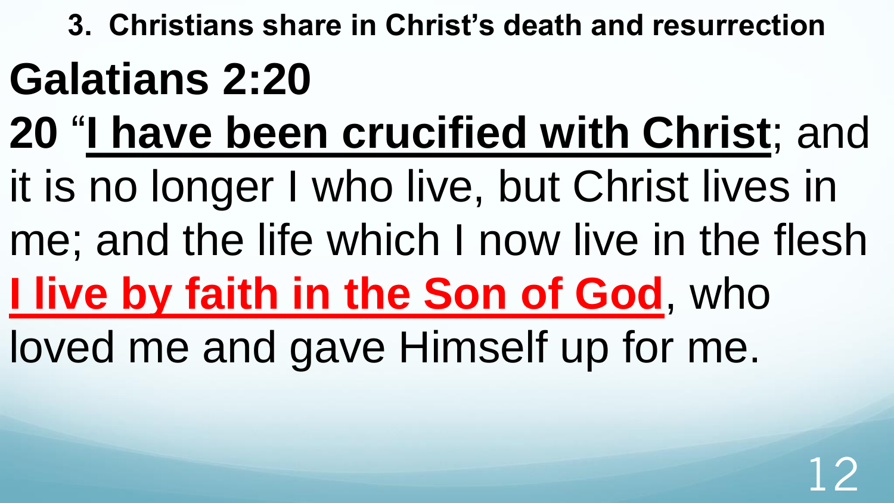### 3. Christians share in Christ's death and resurrection

# Galatians 2:20

**20** "**I have been crucified with Christ**; and it is no longer I who live, but Christ lives in me; and the life which I now live in the flesh **I live by faith in the Son of God**, who loved me and gave Himself up for me.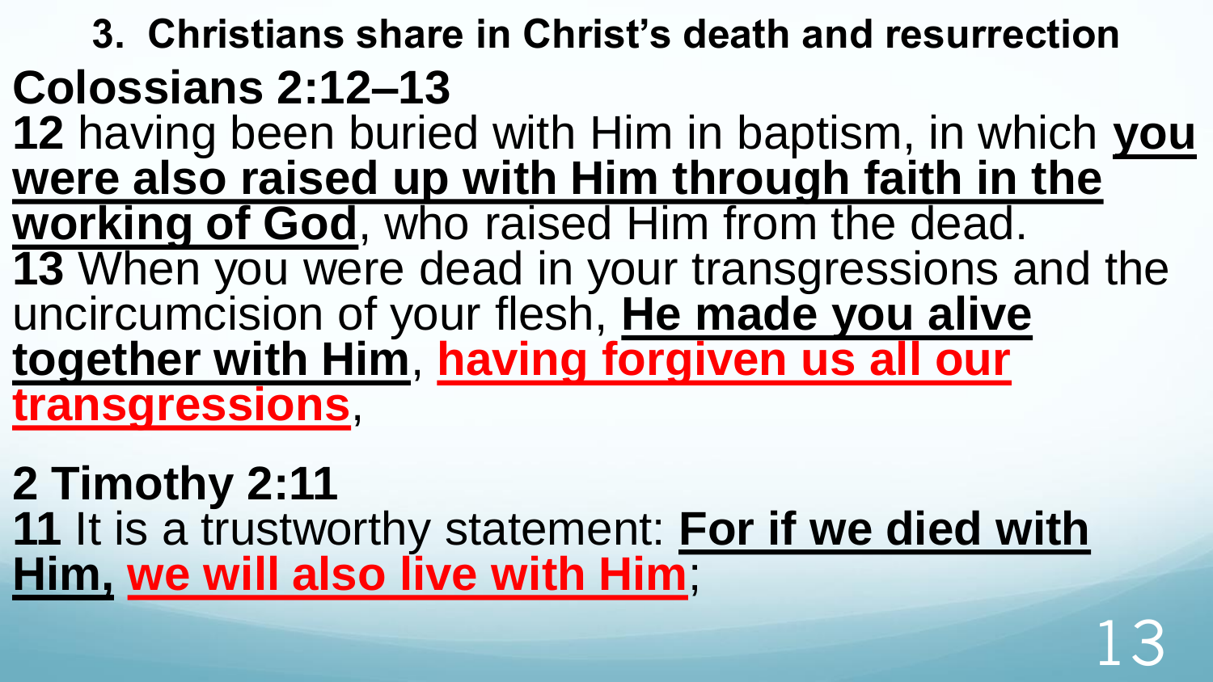## 3. Christians share in Christ's death and resurrection

### Colossians 2:12–13

**12** having been buried with Him in baptism, in which **you were also raised up with Him through faith in the working of God**, who raised Him from the dead.
**13** When you were dead in your transgressions and the uncircumcision of your flesh, **He made you alive together with Him**, **having forgiven us all our transgressions**,

### 2 Timothy 2:11

**11** It is a trustworthy statement: **For if we died with Him,** **we will also live with Him**;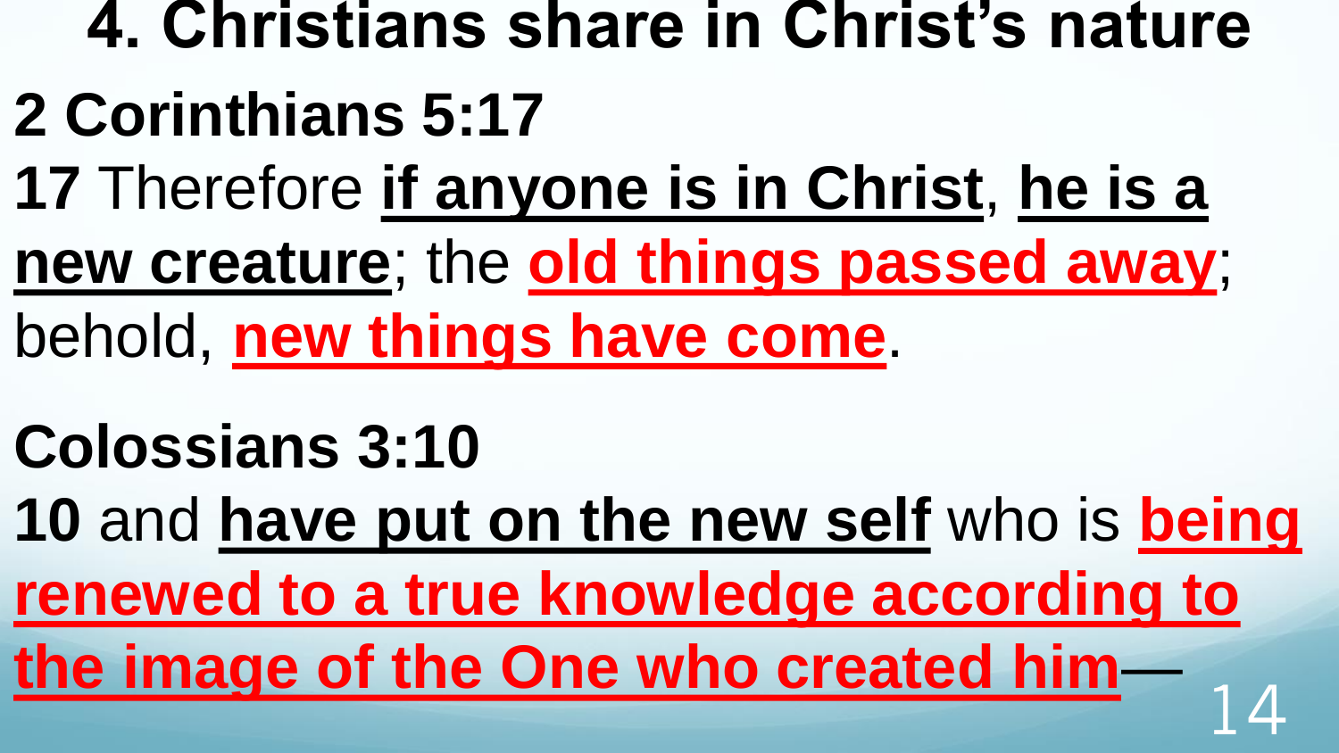# 4. Christians share in Christ's nature

**2 Corinthians 5:17**

**17** Therefore **if anyone is in Christ**, **he is a new creature**; the **old things passed away**; behold, **new things have come**.

**Colossians 3:10**

**10** and **have put on the new self** who is **being renewed to a true knowledge according to the image of the One who created him**—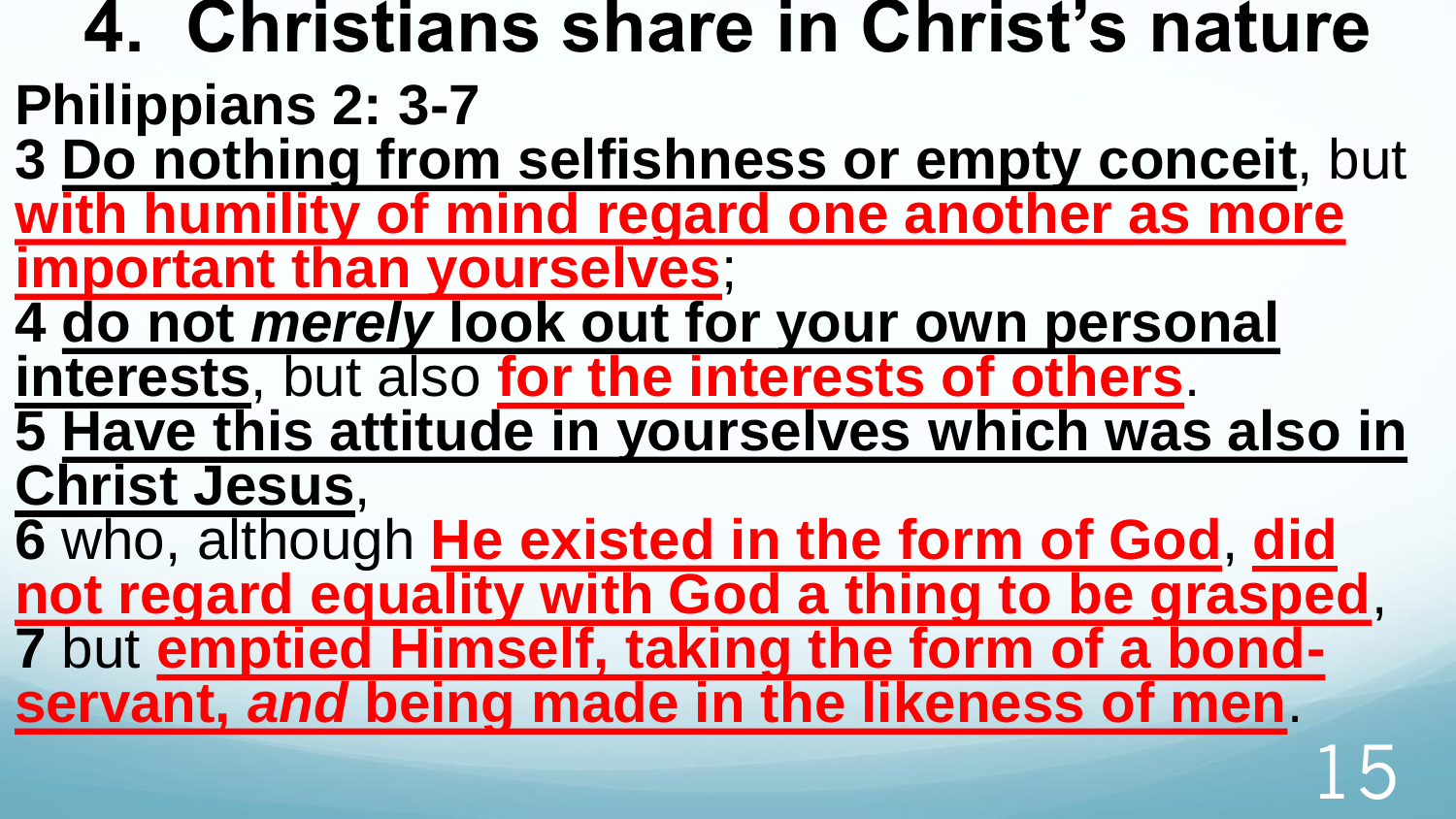# 4. Christians share in Christ's nature

**Philippians 2: 3-7**

**3** **Do nothing from selfishness or empty conceit**, but **with humility of mind regard one another as more important than yourselves**;

**4** **do not *merely* look out for your own personal interests**, but also **for the interests of others**.

**5** **Have this attitude in yourselves which was also in Christ Jesus**,

**6** who, although **He existed in the form of God**, **did not regard equality with God a thing to be grasped**,

**7** but **emptied Himself, taking the form of a bond-servant, *and* being made in the likeness of men**.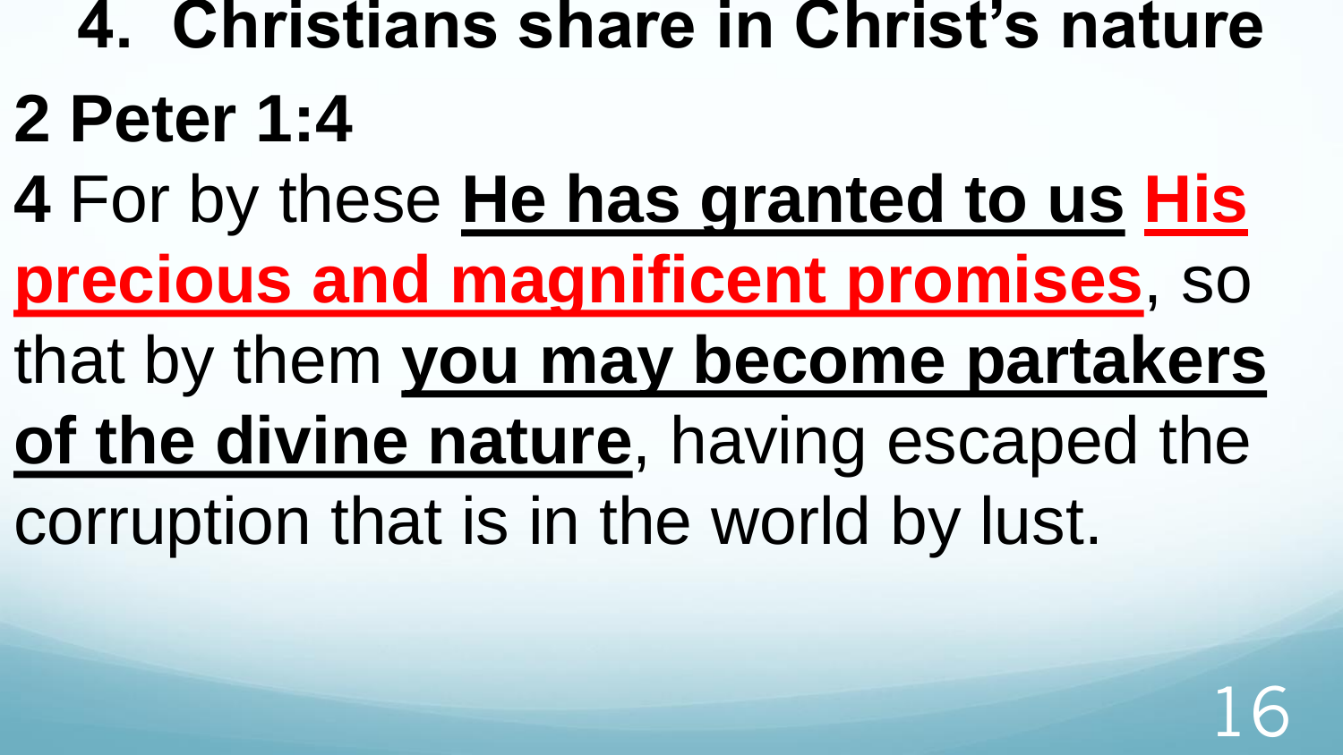## 4. Christians share in Christ's nature

**2 Peter 1:4**

**4** For by these **He has granted to us** **His precious and magnificent promises**, so that by them **you may become partakers of the divine nature**, having escaped the corruption that is in the world by lust.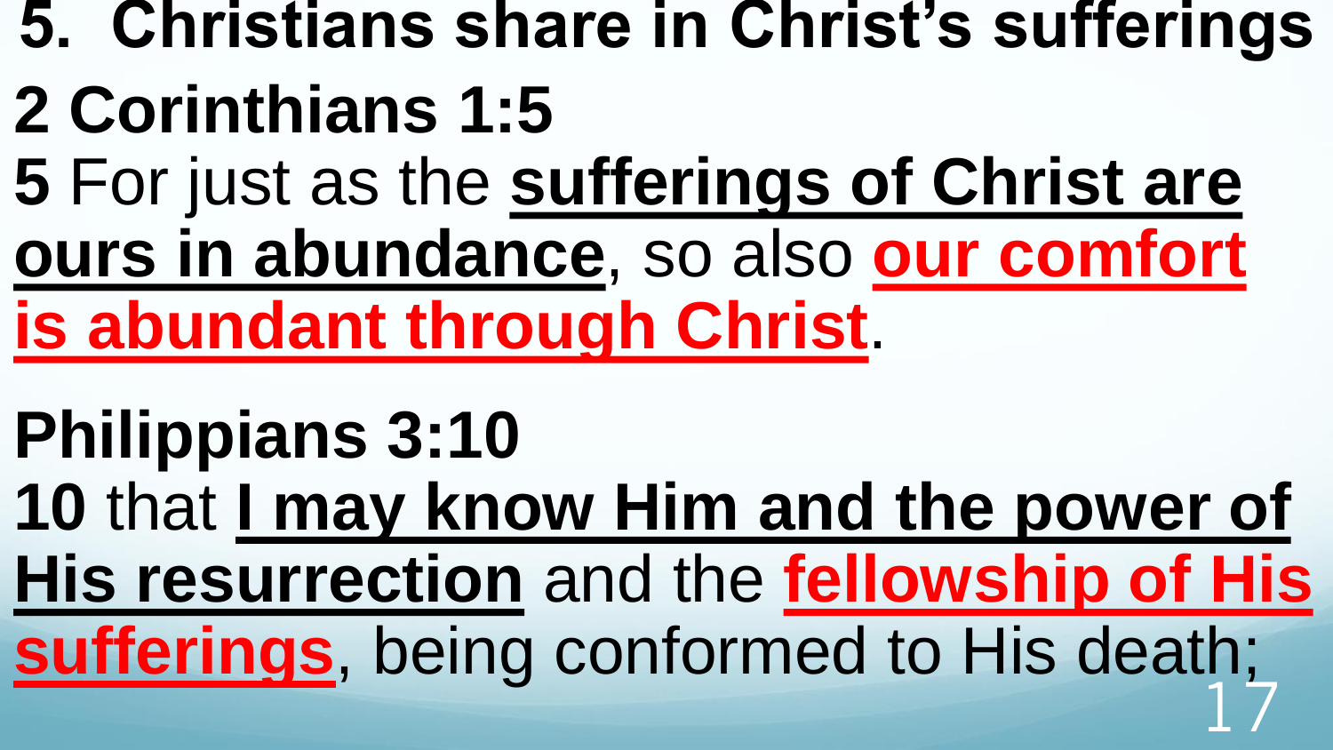## 5. Christians share in Christ's sufferings

### 2 Corinthians 1:5

**5** For just as the **sufferings of Christ are ours in abundance**, so also **our comfort is abundant through Christ**.

### Philippians 3:10

**10** that **I may know Him and the power of His resurrection** and the **fellowship of His sufferings**, being conformed to His death;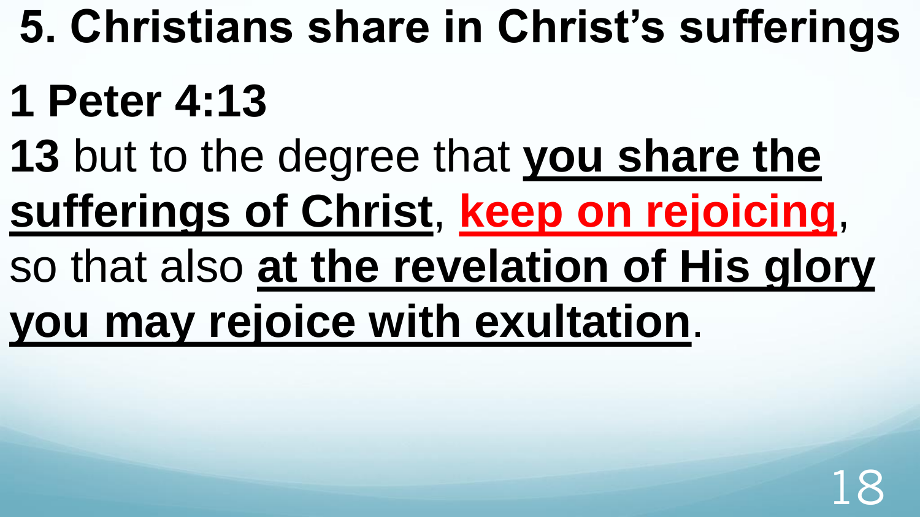# 5. Christians share in Christ's sufferings

## 1 Peter 4:13

**13** but to the degree that **you share the sufferings of Christ**, **keep on rejoicing**, so that also **at the revelation of His glory you may rejoice with exultation**.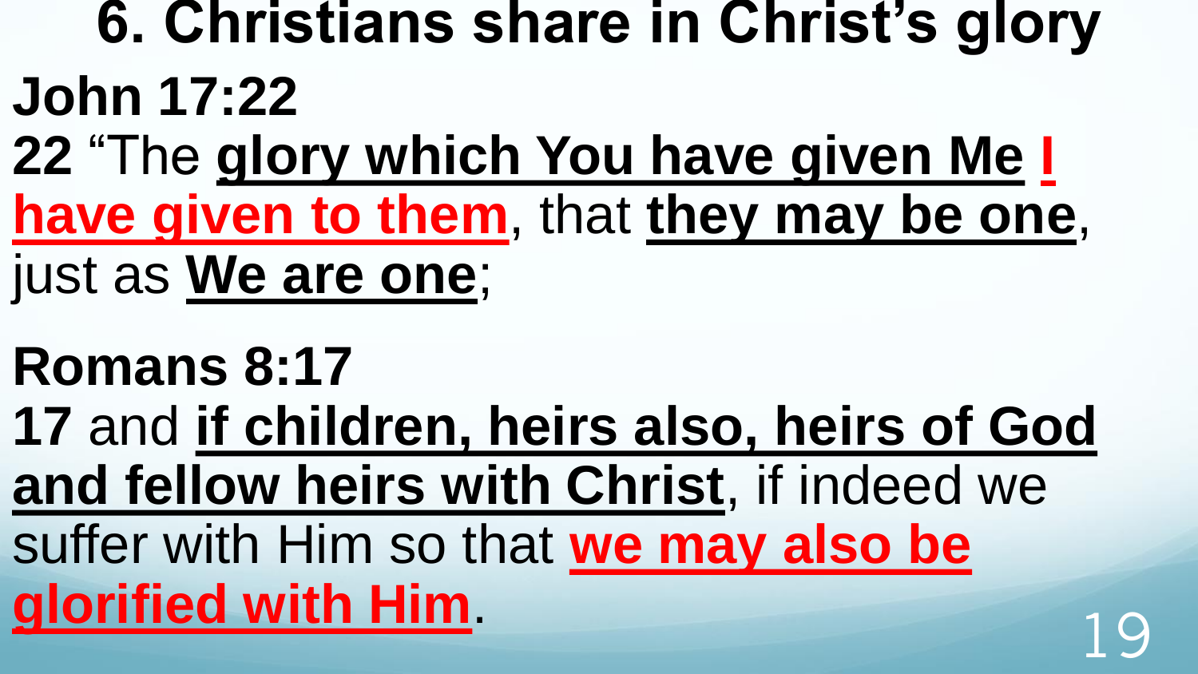# 6. Christians share in Christ's glory

**John 17:22**

**22** "The **glory which You have given Me I have given to them**, that **they may be one**, just as **We are one**;

**Romans 8:17**

**17** and **if children, heirs also, heirs of God and fellow heirs with Christ**, if indeed we suffer with Him so that **we may also be glorified with Him**.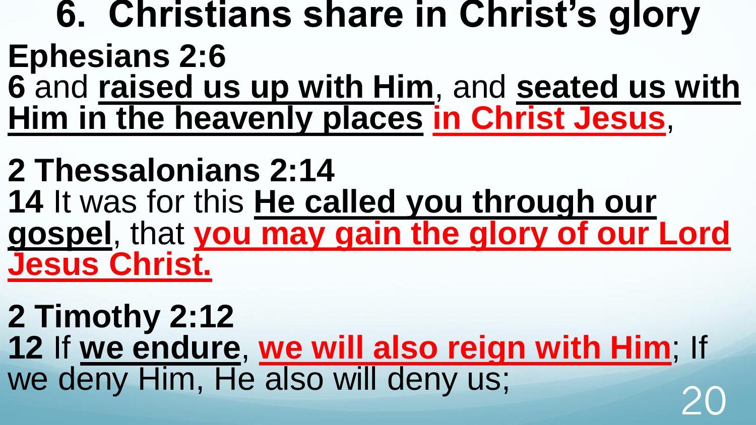# 6. Christians share in Christ's glory

**Ephesians 2:6**

**6** and **raised us up with Him**, and **seated us with Him in the heavenly places** **in Christ Jesus**,

**2 Thessalonians 2:14**

**14** It was for this **He called you through our gospel**, that **you may gain the glory of our Lord Jesus Christ.**

**2 Timothy 2:12**

**12** If **we endure**, **we will also reign with Him**; If we deny Him, He also will deny us;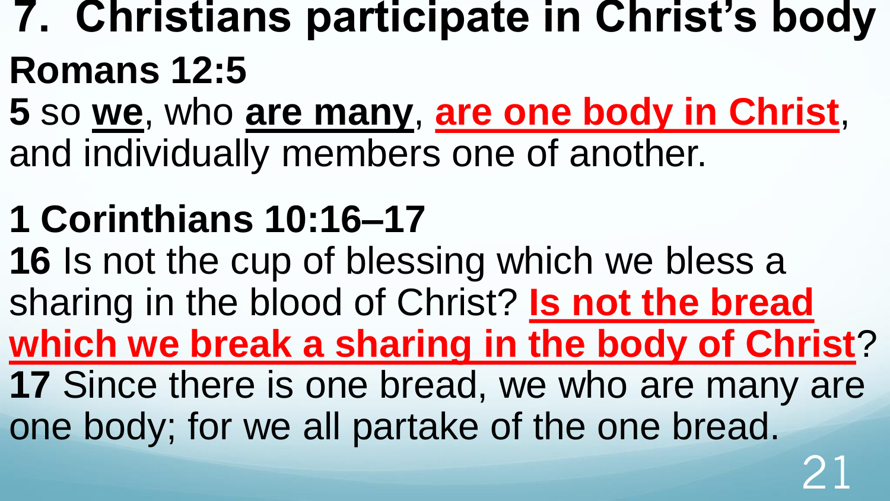# 7. Christians participate in Christ's body

**Romans 12:5**

**5** so **we**, who **are many**, **are one body in Christ**, and individually members one of another.

**1 Corinthians 10:16–17**

**16** Is not the cup of blessing which we bless a sharing in the blood of Christ? **Is not the bread which we break a sharing in the body of Christ**? **17** Since there is one bread, we who are many are one body; for we all partake of the one bread.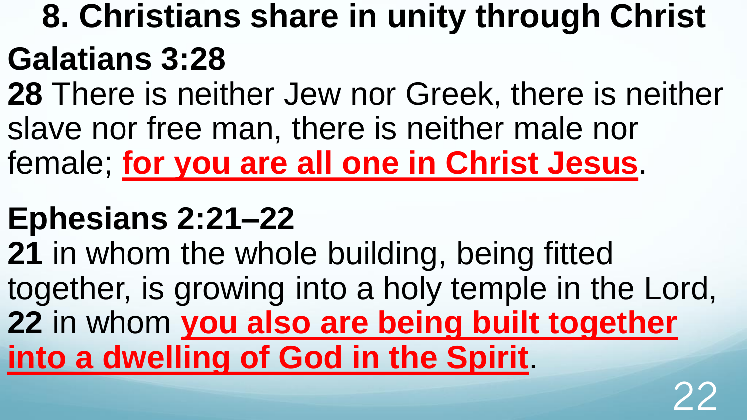# 8. Christians share in unity through Christ

**Galatians 3:28**

**28** There is neither Jew nor Greek, there is neither slave nor free man, there is neither male nor female; **for you are all one in Christ Jesus**.

**Ephesians 2:21–22**

**21** in whom the whole building, being fitted together, is growing into a holy temple in the Lord, **22** in whom **you also are being built together into a dwelling of God in the Spirit**.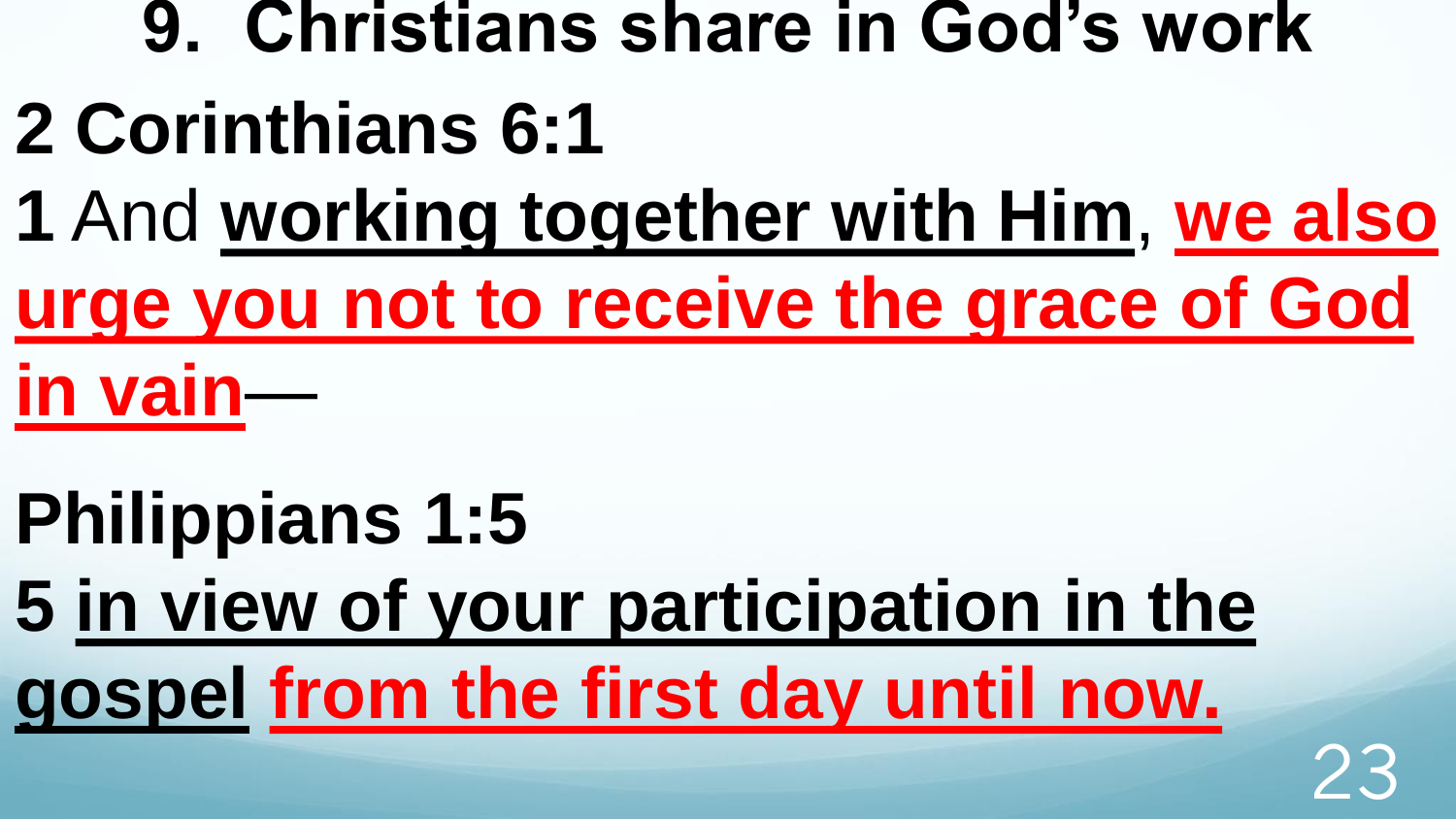# 9. Christians share in God's work

**2 Corinthians 6:1**

**1** And **working together with Him**, **we also urge you not to receive the grace of God in vain**—

**Philippians 1:5**

**5 in view of your participation in the gospel from the first day until now.**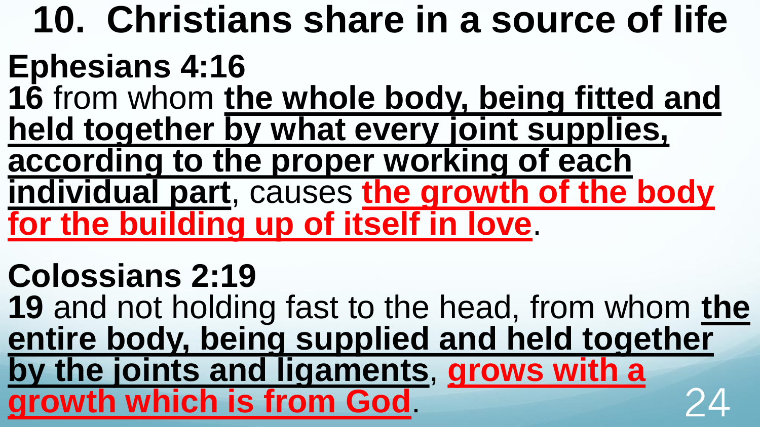# 10. Christians share in a source of life

**Ephesians 4:16**

**16** from whom **the whole body, being fitted and held together by what every joint supplies, according to the proper working of each individual part**, causes **the growth of the body for the building up of itself in love**.

**Colossians 2:19**

**19** and not holding fast to the head, from whom **the entire body, being supplied and held together by the joints and ligaments**, **grows with a growth which is from God**.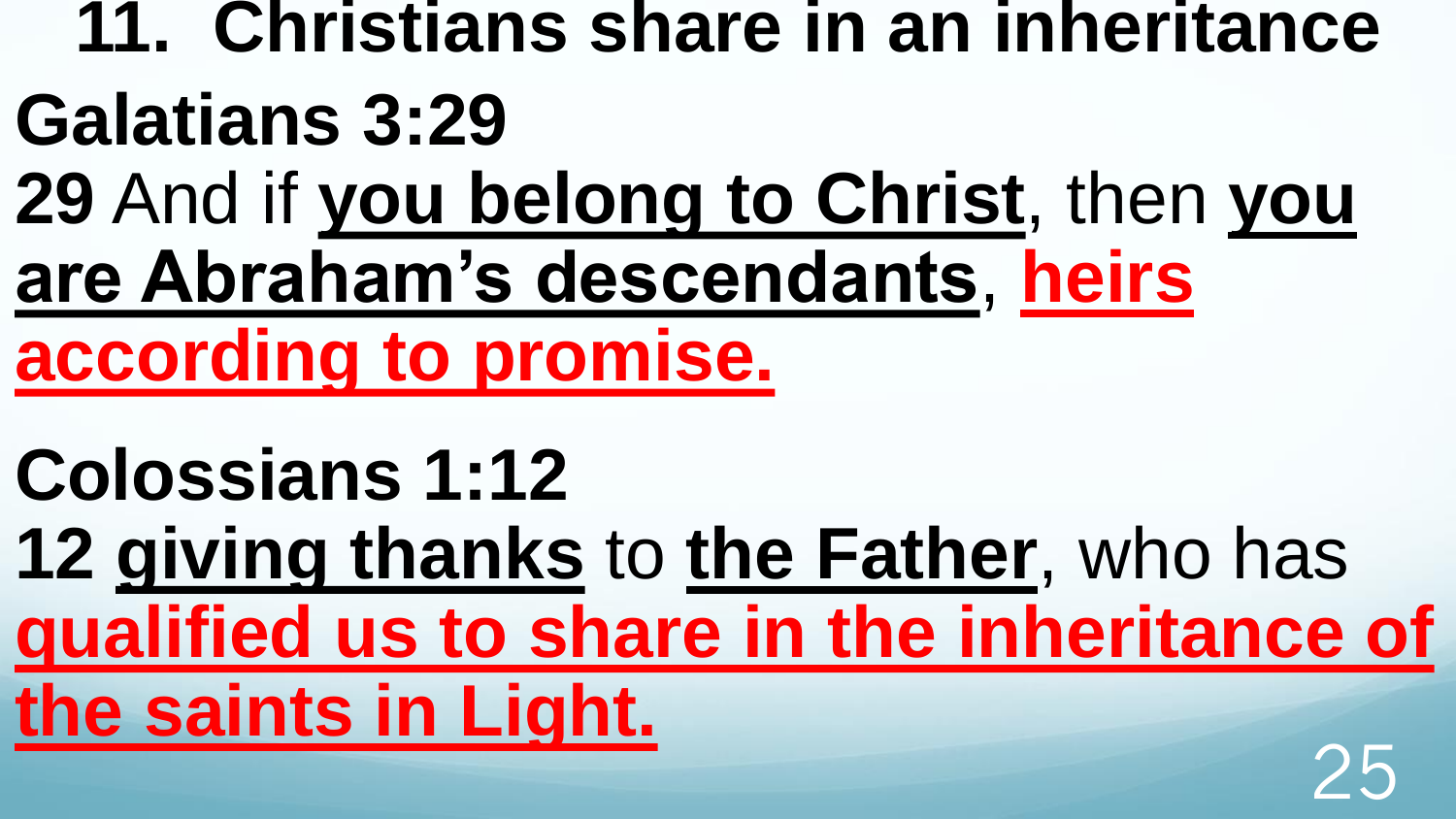## 11. Christians share in an inheritance

**Galatians 3:29**

**29** And if **you belong to Christ**, then **you are Abraham's descendants**, **heirs according to promise.**

**Colossians 1:12**

**12** **giving thanks** to **the Father**, who has **qualified us to share in the inheritance of the saints in Light.**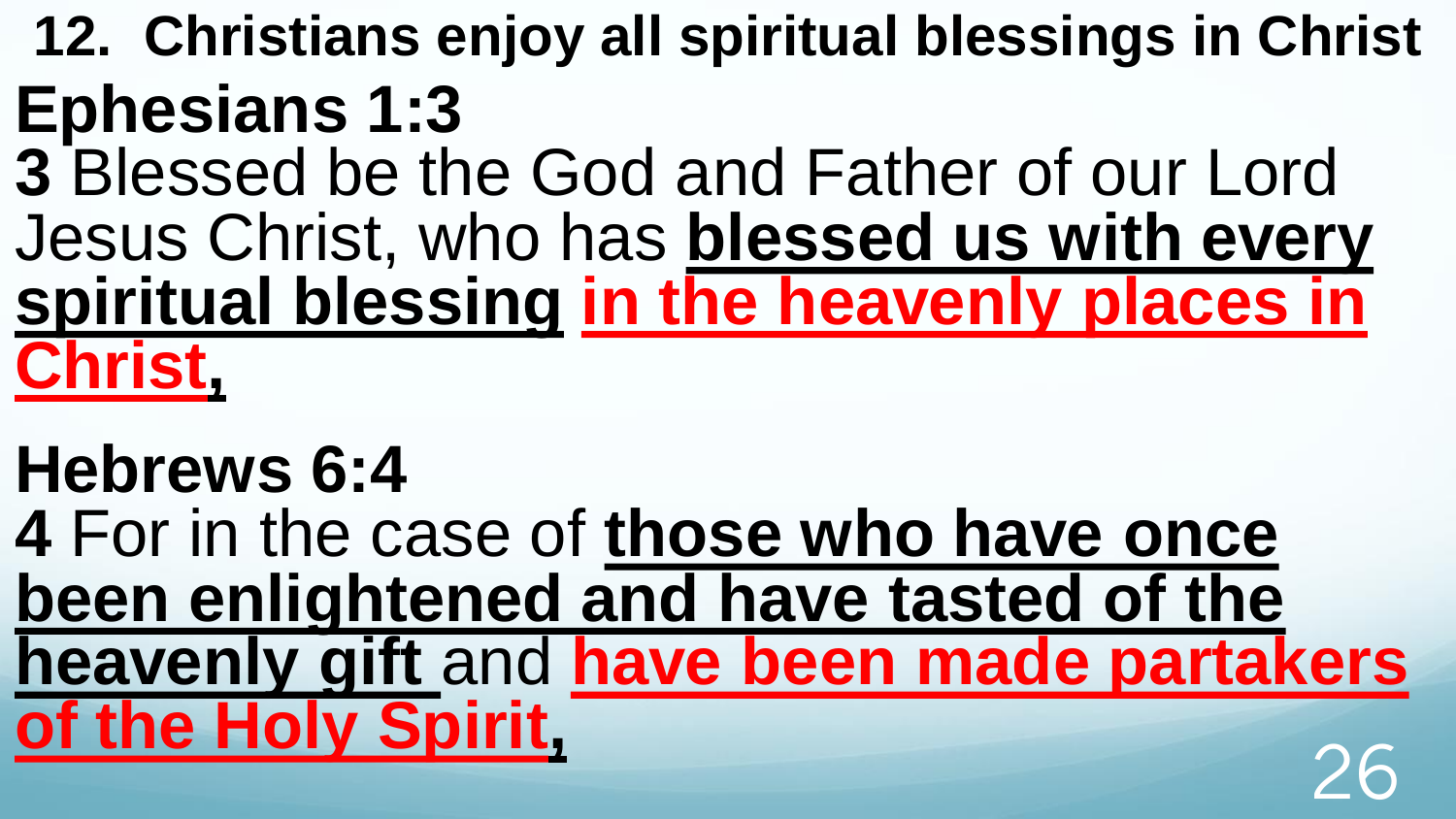## 12. Christians enjoy all spiritual blessings in Christ

### Ephesians 1:3

**3** Blessed be the God and Father of our Lord Jesus Christ, who has **blessed us with every spiritual blessing in the heavenly places in Christ,**

### Hebrews 6:4

**4** For in the case of **those who have once been enlightened and have tasted of the heavenly gift** and **have been made partakers of the Holy Spirit,**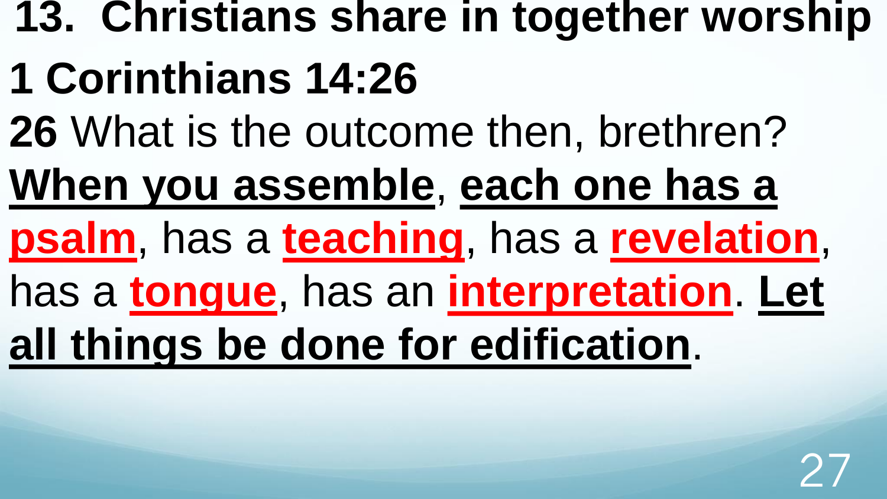## 13. Christians share in together worship

### 1 Corinthians 14:26

**26** What is the outcome then, brethren? **When you assemble**, **each one has a psalm**, has a **teaching**, has a **revelation**, has a **tongue**, has an **interpretation**. **Let all things be done for edification**.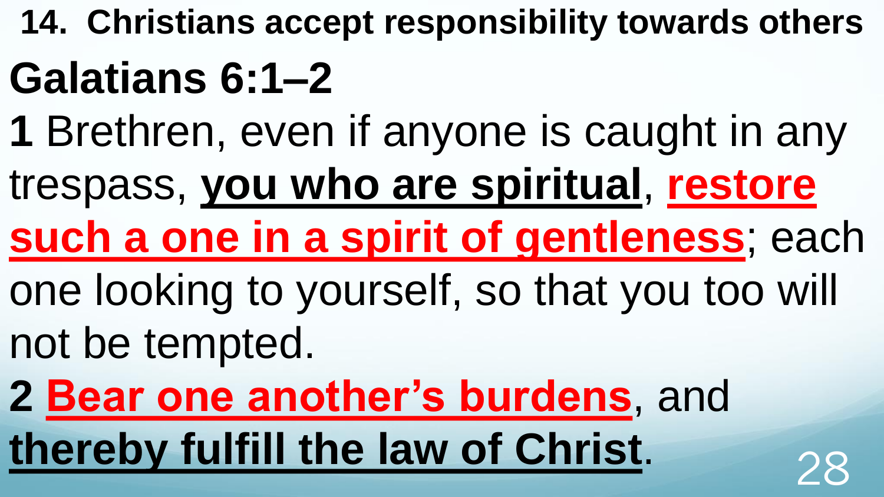## 14. Christians accept responsibility towards others

# Galatians 6:1–2

**1** Brethren, even if anyone is caught in any trespass, **you who are spiritual**, **restore such a one in a spirit of gentleness**; each one looking to yourself, so that you too will not be tempted.

**2** **Bear one another's burdens**, and **thereby fulfill the law of Christ**.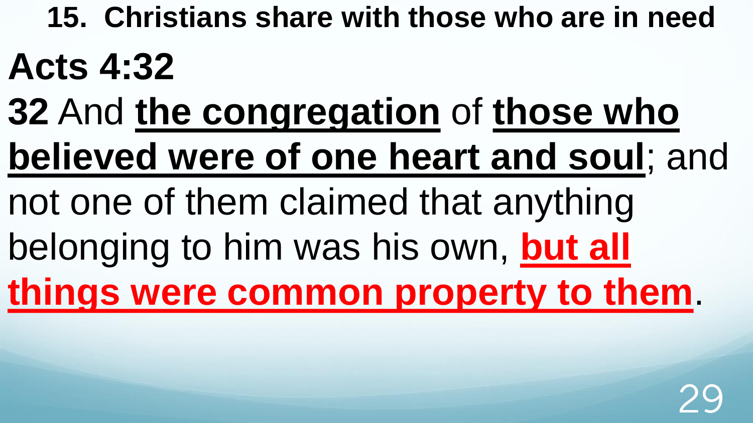### 15. Christians share with those who are in need

## Acts 4:32

**32** And **the congregation** of **those who believed were of one heart and soul**; and not one of them claimed that anything belonging to him was his own, **but all things were common property to them**.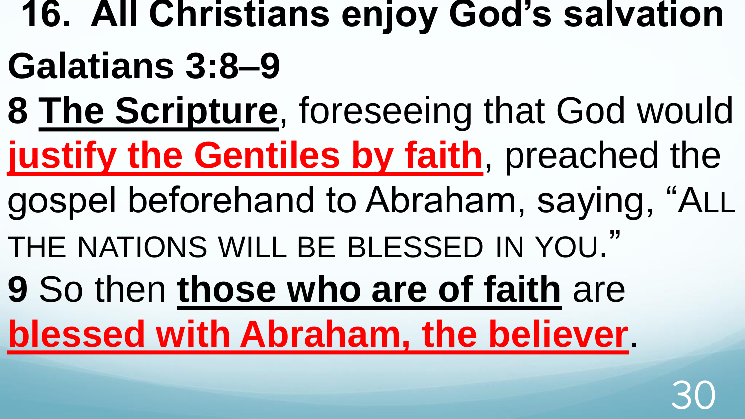# 16. All Christians enjoy God's salvation

**Galatians 3:8–9**

**8** **The Scripture**, foreseeing that God would **justify the Gentiles by faith**, preached the gospel beforehand to Abraham, saying, "ALL THE NATIONS WILL BE BLESSED IN YOU."

**9** So then **those who are of faith** are **blessed with Abraham, the believer**.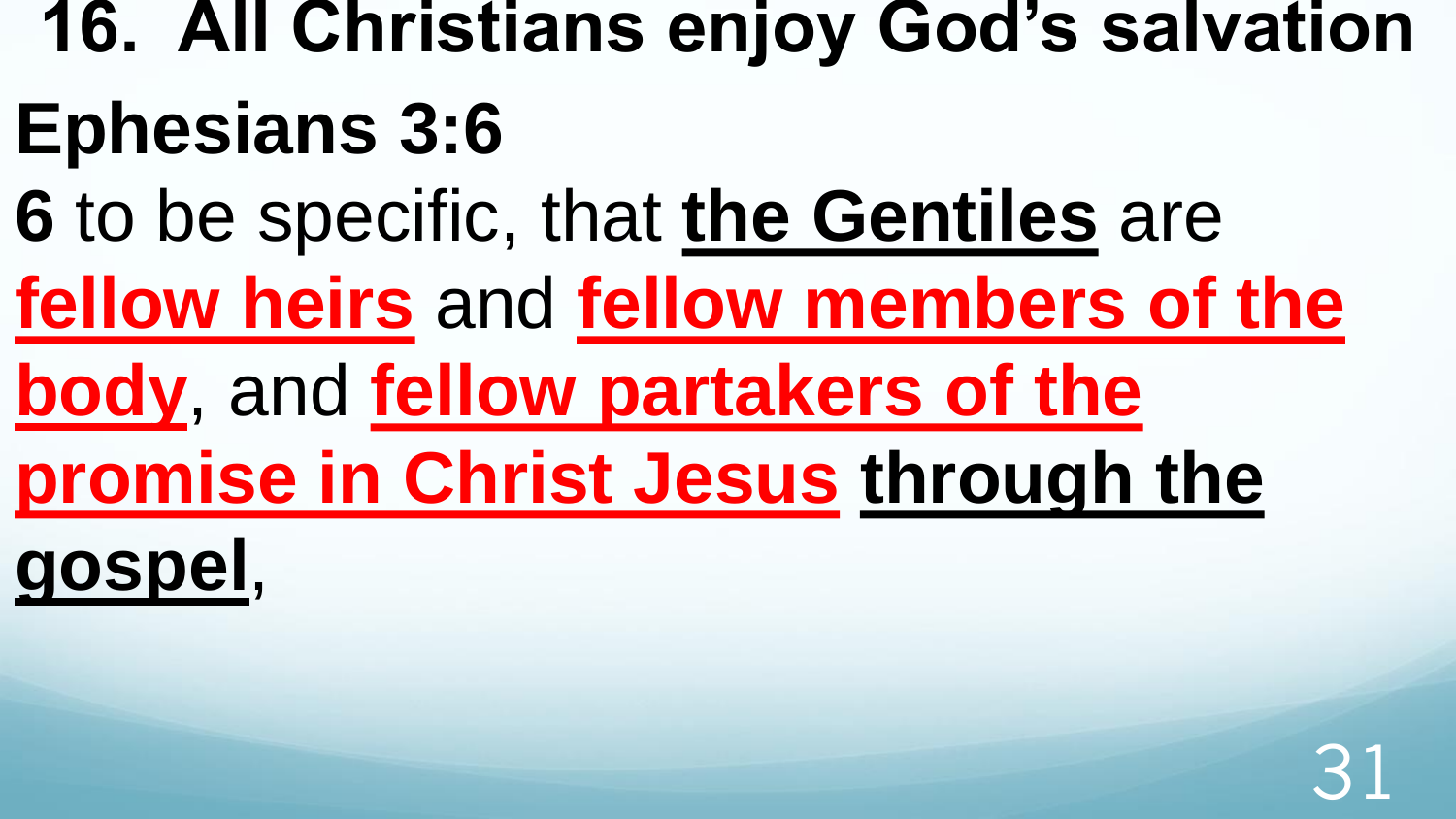# 16. All Christians enjoy God's salvation

## Ephesians 3:6

**6** to be specific, that **the Gentiles** are **fellow heirs** and **fellow members of the body**, and **fellow partakers of the promise in Christ Jesus** **through the gospel**,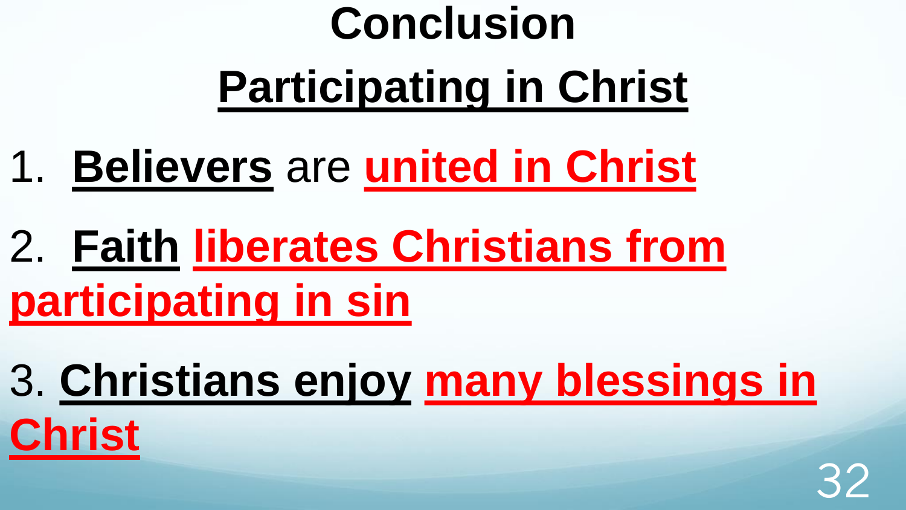# Conclusion

## Participating in Christ

1. **Believers** are **united in Christ**
2. **Faith** **liberates Christians from participating in sin**
3. **Christians enjoy** **many blessings in Christ**